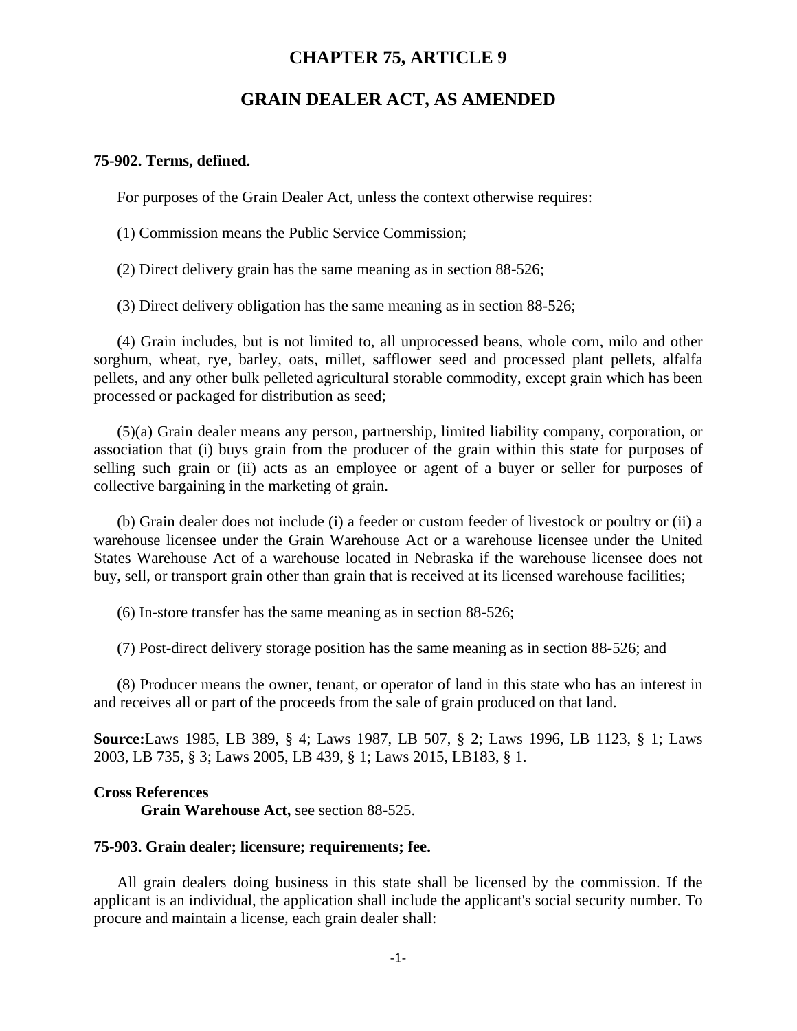# CHAPTER 75, ARTICLE 9

## GRAIN DEALER ACT, AS AMENDED

**75-902. Terms, defined.**

For purposes of the Grain Dealer Act, unless the context otherwise requires:

(1) Commission means the Public Service Commission;

(2) Direct delivery grain has the same meaning as in section 88-526;

(3) Direct delivery obligation has the same meaning as in section 88-526;

(4) Grain includes, but is not limited to, all unprocessed beans, whole corn, milo and other sorghum, wheat, rye, barley, oats, millet, safflower seed and processed plant pellets, alfalfa pellets, and any other bulk pelleted agricultural storable commodity, except grain which has been processed or packaged for distribution as seed;

(5)(a) Grain dealer means any person, partnership, limited liability company, corporation, or association that (i) buys grain from the producer of the grain within this state for purposes of selling such grain or (ii) acts as an employee or agent of a buyer or seller for purposes of collective bargaining in the marketing of grain.

(b) Grain dealer does not include (i) a feeder or custom feeder of livestock or poultry or (ii) a warehouse licensee under the Grain Warehouse Act or a warehouse licensee under the United States Warehouse Act of a warehouse located in Nebraska if the warehouse licensee does not buy, sell, or transport grain other than grain that is received at its licensed warehouse facilities;

(6) In-store transfer has the same meaning as in section 88-526;

(7) Post-direct delivery storage position has the same meaning as in section 88-526; and

(8) Producer means the owner, tenant, or operator of land in this state who has an interest in and receives all or part of the proceeds from the sale of grain produced on that land.

**Source:** Laws 1985, LB 389, § 4; Laws 1987, LB 507, § 2; Laws 1996, LB 1123, § 1; Laws 2003, LB 735, § 3; Laws 2005, LB 439, § 1; Laws 2015, LB183, § 1.

**Cross References**

**Grain Warehouse Act,** see section 88-525.

**75-903. Grain dealer; licensure; requirements; fee.**

All grain dealers doing business in this state shall be licensed by the commission. If the applicant is an individual, the application shall include the applicant's social security number. To procure and maintain a license, each grain dealer shall: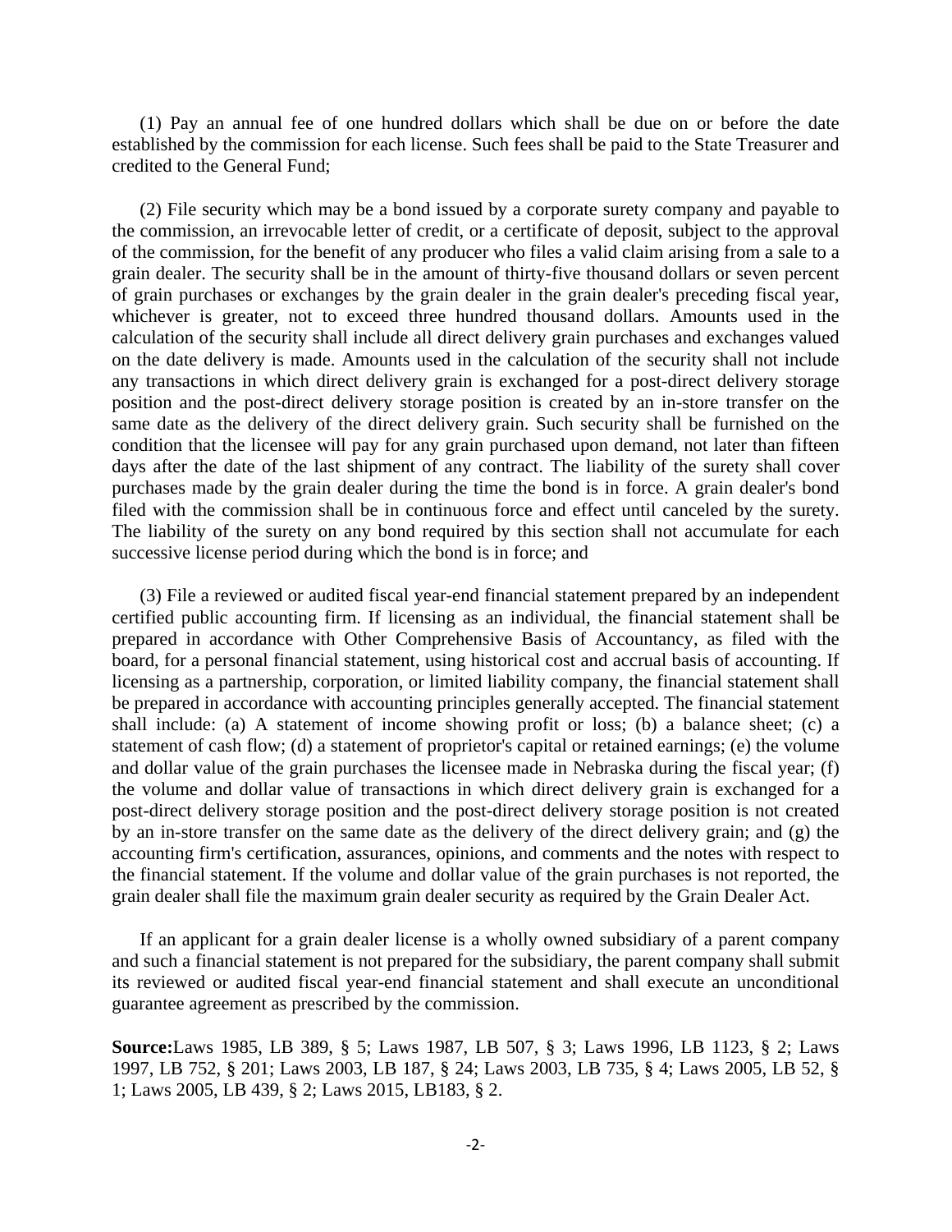(1) Pay an annual fee of one hundred dollars which shall be due on or before the date established by the commission for each license. Such fees shall be paid to the State Treasurer and credited to the General Fund;

(2) File security which may be a bond issued by a corporate surety company and payable to the commission, an irrevocable letter of credit, or a certificate of deposit, subject to the approval of the commission, for the benefit of any producer who files a valid claim arising from a sale to a grain dealer. The security shall be in the amount of thirty-five thousand dollars or seven percent of grain purchases or exchanges by the grain dealer in the grain dealer's preceding fiscal year, whichever is greater, not to exceed three hundred thousand dollars. Amounts used in the calculation of the security shall include all direct delivery grain purchases and exchanges valued on the date delivery is made. Amounts used in the calculation of the security shall not include any transactions in which direct delivery grain is exchanged for a post-direct delivery storage position and the post-direct delivery storage position is created by an in-store transfer on the same date as the delivery of the direct delivery grain. Such security shall be furnished on the condition that the licensee will pay for any grain purchased upon demand, not later than fifteen days after the date of the last shipment of any contract. The liability of the surety shall cover purchases made by the grain dealer during the time the bond is in force. A grain dealer's bond filed with the commission shall be in continuous force and effect until canceled by the surety. The liability of the surety on any bond required by this section shall not accumulate for each successive license period during which the bond is in force; and

(3) File a reviewed or audited fiscal year-end financial statement prepared by an independent certified public accounting firm. If licensing as an individual, the financial statement shall be prepared in accordance with Other Comprehensive Basis of Accountancy, as filed with the board, for a personal financial statement, using historical cost and accrual basis of accounting. If licensing as a partnership, corporation, or limited liability company, the financial statement shall be prepared in accordance with accounting principles generally accepted. The financial statement shall include: (a) A statement of income showing profit or loss; (b) a balance sheet; (c) a statement of cash flow; (d) a statement of proprietor's capital or retained earnings; (e) the volume and dollar value of the grain purchases the licensee made in Nebraska during the fiscal year; (f) the volume and dollar value of transactions in which direct delivery grain is exchanged for a post-direct delivery storage position and the post-direct delivery storage position is not created by an in-store transfer on the same date as the delivery of the direct delivery grain; and (g) the accounting firm's certification, assurances, opinions, and comments and the notes with respect to the financial statement. If the volume and dollar value of the grain purchases is not reported, the grain dealer shall file the maximum grain dealer security as required by the Grain Dealer Act.

If an applicant for a grain dealer license is a wholly owned subsidiary of a parent company and such a financial statement is not prepared for the subsidiary, the parent company shall submit its reviewed or audited fiscal year-end financial statement and shall execute an unconditional guarantee agreement as prescribed by the commission.

**Source:**Laws 1985, LB 389, § 5; Laws 1987, LB 507, § 3; Laws 1996, LB 1123, § 2; Laws 1997, LB 752, § 201; Laws 2003, LB 187, § 24; Laws 2003, LB 735, § 4; Laws 2005, LB 52, § 1; Laws 2005, LB 439, § 2; Laws 2015, LB183, § 2.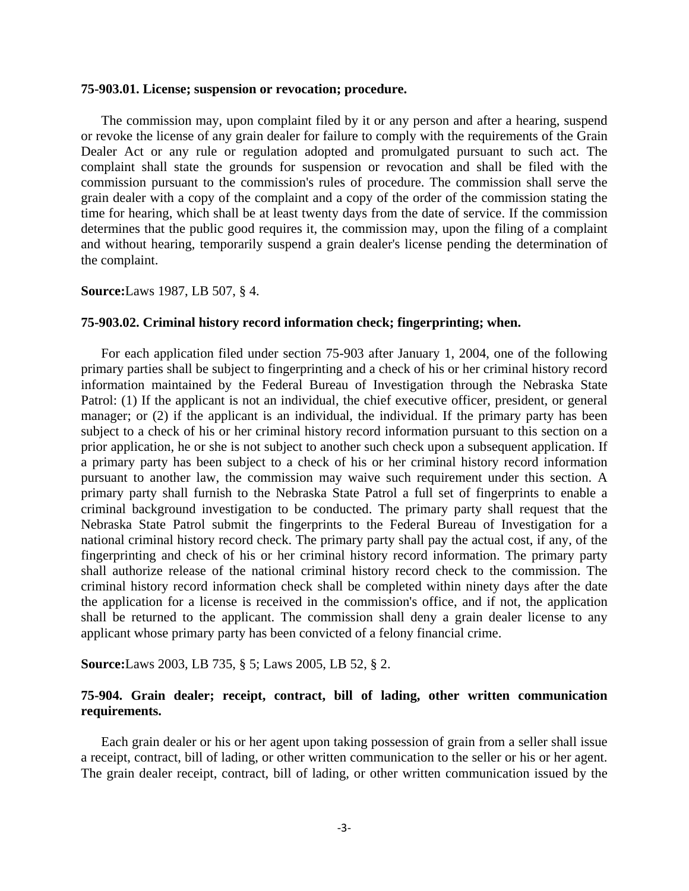**75-903.01. License; suspension or revocation; procedure.**

The commission may, upon complaint filed by it or any person and after a hearing, suspend or revoke the license of any grain dealer for failure to comply with the requirements of the Grain Dealer Act or any rule or regulation adopted and promulgated pursuant to such act. The complaint shall state the grounds for suspension or revocation and shall be filed with the commission pursuant to the commission's rules of procedure. The commission shall serve the grain dealer with a copy of the complaint and a copy of the order of the commission stating the time for hearing, which shall be at least twenty days from the date of service. If the commission determines that the public good requires it, the commission may, upon the filing of a complaint and without hearing, temporarily suspend a grain dealer's license pending the determination of the complaint.

**Source:**Laws 1987, LB 507, § 4.

**75-903.02. Criminal history record information check; fingerprinting; when.**

For each application filed under section 75-903 after January 1, 2004, one of the following primary parties shall be subject to fingerprinting and a check of his or her criminal history record information maintained by the Federal Bureau of Investigation through the Nebraska State Patrol: (1) If the applicant is not an individual, the chief executive officer, president, or general manager; or (2) if the applicant is an individual, the individual. If the primary party has been subject to a check of his or her criminal history record information pursuant to this section on a prior application, he or she is not subject to another such check upon a subsequent application. If a primary party has been subject to a check of his or her criminal history record information pursuant to another law, the commission may waive such requirement under this section. A primary party shall furnish to the Nebraska State Patrol a full set of fingerprints to enable a criminal background investigation to be conducted. The primary party shall request that the Nebraska State Patrol submit the fingerprints to the Federal Bureau of Investigation for a national criminal history record check. The primary party shall pay the actual cost, if any, of the fingerprinting and check of his or her criminal history record information. The primary party shall authorize release of the national criminal history record check to the commission. The criminal history record information check shall be completed within ninety days after the date the application for a license is received in the commission's office, and if not, the application shall be returned to the applicant. The commission shall deny a grain dealer license to any applicant whose primary party has been convicted of a felony financial crime.

**Source:**Laws 2003, LB 735, § 5; Laws 2005, LB 52, § 2.

**75-904. Grain dealer; receipt, contract, bill of lading, other written communication requirements.**

Each grain dealer or his or her agent upon taking possession of grain from a seller shall issue a receipt, contract, bill of lading, or other written communication to the seller or his or her agent. The grain dealer receipt, contract, bill of lading, or other written communication issued by the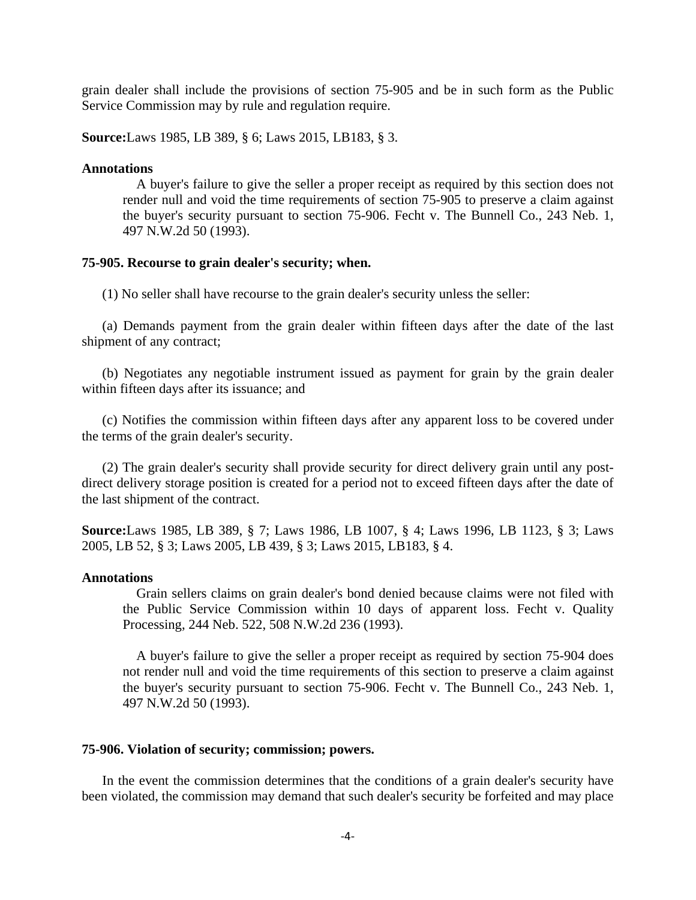grain dealer shall include the provisions of section 75-905 and be in such form as the Public Service Commission may by rule and regulation require.

**Source:**Laws 1985, LB 389, § 6; Laws 2015, LB183, § 3.

**Annotations**

A buyer's failure to give the seller a proper receipt as required by this section does not render null and void the time requirements of section 75-905 to preserve a claim against the buyer's security pursuant to section 75-906. Fecht v. The Bunnell Co., 243 Neb. 1, 497 N.W.2d 50 (1993).

**75-905. Recourse to grain dealer's security; when.**

(1) No seller shall have recourse to the grain dealer's security unless the seller:

(a) Demands payment from the grain dealer within fifteen days after the date of the last shipment of any contract;

(b) Negotiates any negotiable instrument issued as payment for grain by the grain dealer within fifteen days after its issuance; and

(c) Notifies the commission within fifteen days after any apparent loss to be covered under the terms of the grain dealer's security.

(2) The grain dealer's security shall provide security for direct delivery grain until any post-direct delivery storage position is created for a period not to exceed fifteen days after the date of the last shipment of the contract.

**Source:**Laws 1985, LB 389, § 7; Laws 1986, LB 1007, § 4; Laws 1996, LB 1123, § 3; Laws 2005, LB 52, § 3; Laws 2005, LB 439, § 3; Laws 2015, LB183, § 4.

**Annotations**

Grain sellers claims on grain dealer's bond denied because claims were not filed with the Public Service Commission within 10 days of apparent loss. Fecht v. Quality Processing, 244 Neb. 522, 508 N.W.2d 236 (1993).

A buyer's failure to give the seller a proper receipt as required by section 75-904 does not render null and void the time requirements of this section to preserve a claim against the buyer's security pursuant to section 75-906. Fecht v. The Bunnell Co., 243 Neb. 1, 497 N.W.2d 50 (1993).

**75-906. Violation of security; commission; powers.**

In the event the commission determines that the conditions of a grain dealer's security have been violated, the commission may demand that such dealer's security be forfeited and may place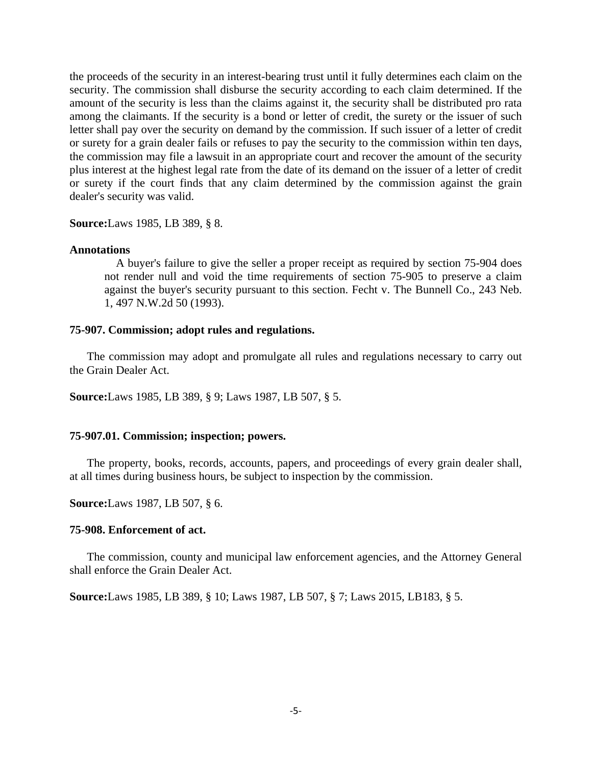the proceeds of the security in an interest-bearing trust until it fully determines each claim on the security. The commission shall disburse the security according to each claim determined. If the amount of the security is less than the claims against it, the security shall be distributed pro rata among the claimants. If the security is a bond or letter of credit, the surety or the issuer of such letter shall pay over the security on demand by the commission. If such issuer of a letter of credit or surety for a grain dealer fails or refuses to pay the security to the commission within ten days, the commission may file a lawsuit in an appropriate court and recover the amount of the security plus interest at the highest legal rate from the date of its demand on the issuer of a letter of credit or surety if the court finds that any claim determined by the commission against the grain dealer's security was valid.

**Source:**Laws 1985, LB 389, § 8.

**Annotations**

A buyer's failure to give the seller a proper receipt as required by section 75-904 does not render null and void the time requirements of section 75-905 to preserve a claim against the buyer's security pursuant to this section. Fecht v. The Bunnell Co., 243 Neb. 1, 497 N.W.2d 50 (1993).

**75-907. Commission; adopt rules and regulations.**

The commission may adopt and promulgate all rules and regulations necessary to carry out the Grain Dealer Act.

**Source:**Laws 1985, LB 389, § 9; Laws 1987, LB 507, § 5.

**75-907.01. Commission; inspection; powers.**

The property, books, records, accounts, papers, and proceedings of every grain dealer shall, at all times during business hours, be subject to inspection by the commission.

**Source:**Laws 1987, LB 507, § 6.

**75-908. Enforcement of act.**

The commission, county and municipal law enforcement agencies, and the Attorney General shall enforce the Grain Dealer Act.

**Source:**Laws 1985, LB 389, § 10; Laws 1987, LB 507, § 7; Laws 2015, LB183, § 5.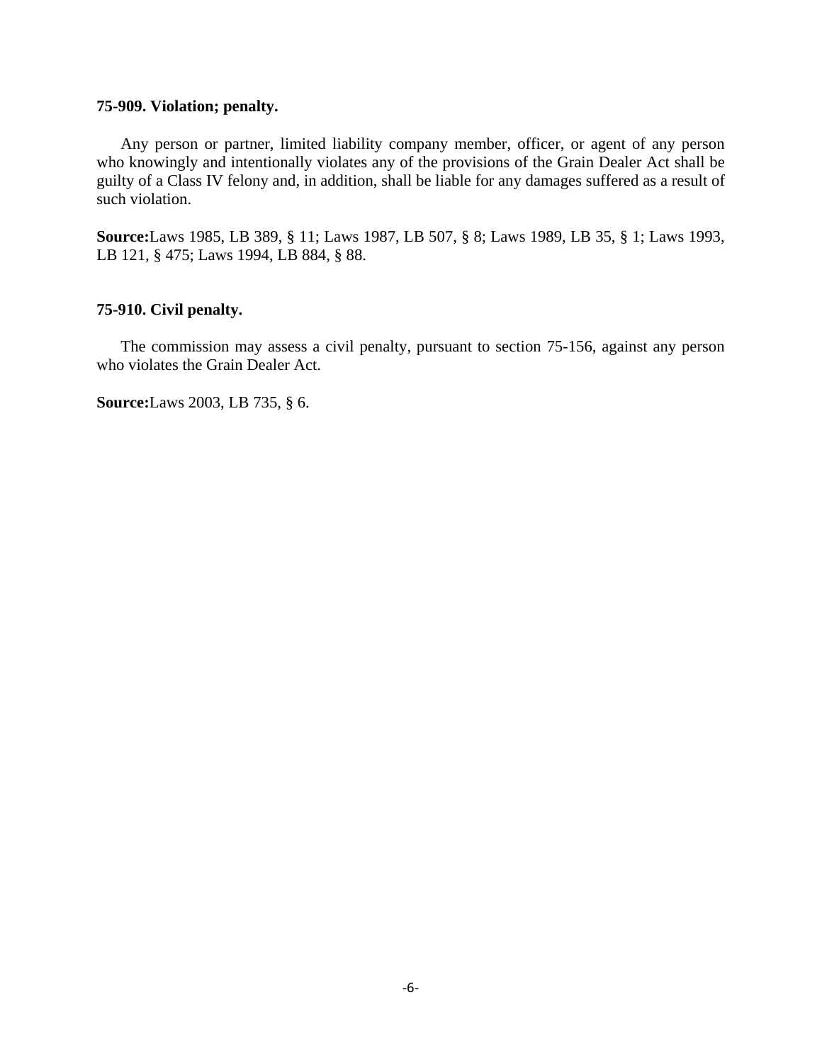**75-909. Violation; penalty.**

Any person or partner, limited liability company member, officer, or agent of any person who knowingly and intentionally violates any of the provisions of the Grain Dealer Act shall be guilty of a Class IV felony and, in addition, shall be liable for any damages suffered as a result of such violation.

**Source:**Laws 1985, LB 389, § 11; Laws 1987, LB 507, § 8; Laws 1989, LB 35, § 1; Laws 1993, LB 121, § 475; Laws 1994, LB 884, § 88.

**75-910. Civil penalty.**

The commission may assess a civil penalty, pursuant to section 75-156, against any person who violates the Grain Dealer Act.

**Source:**Laws 2003, LB 735, § 6.